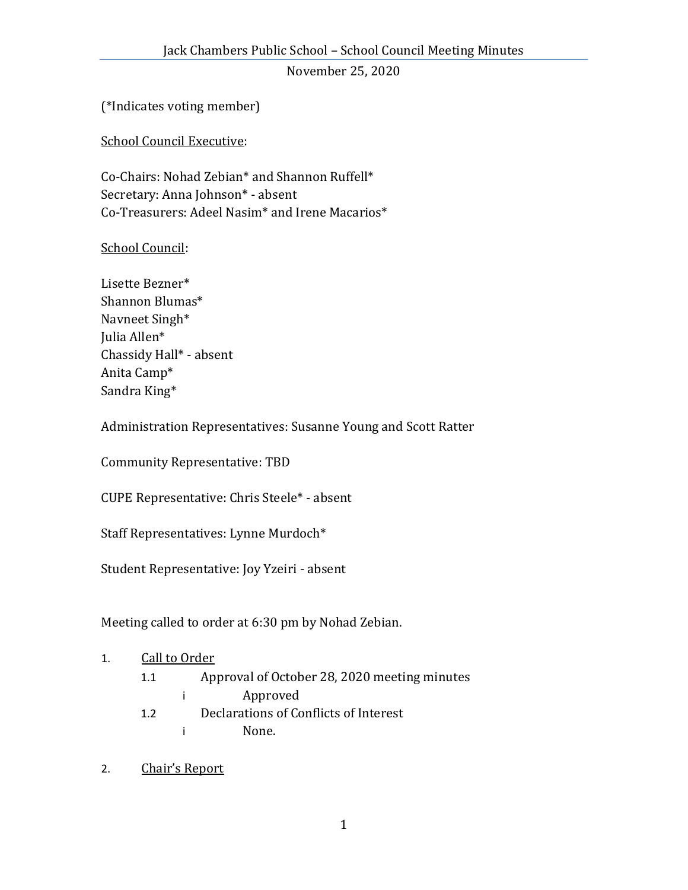# Jack Chambers Public School – School Council Meeting Minutes

November 25, 2020

(*Indicates voting member)

<u>School Council Executive</u>:

Co-Chairs: Nohad Zebian* and Shannon Ruffell*
Secretary: Anna Johnson* - absent
Co-Treasurers: Adeel Nasim* and Irene Macarios*

<u>School Council</u>:

Lisette Bezner*
Shannon Blumas*
Navneet Singh*
Julia Allen*
Chassidy Hall* - absent
Anita Camp*
Sandra King*

Administration Representatives: Susanne Young and Scott Ratter

Community Representative: TBD

CUPE Representative: Chris Steele* - absent

Staff Representatives: Lynne Murdoch*

Student Representative: Joy Yzeiri - absent

Meeting called to order at 6:30 pm by Nohad Zebian.

1. <u>Call to Order</u>
   - 1.1 Approval of October 28, 2020 meeting minutes
     - i Approved
   - 1.2 Declarations of Conflicts of Interest
     - i None.

2. <u>Chair's Report</u>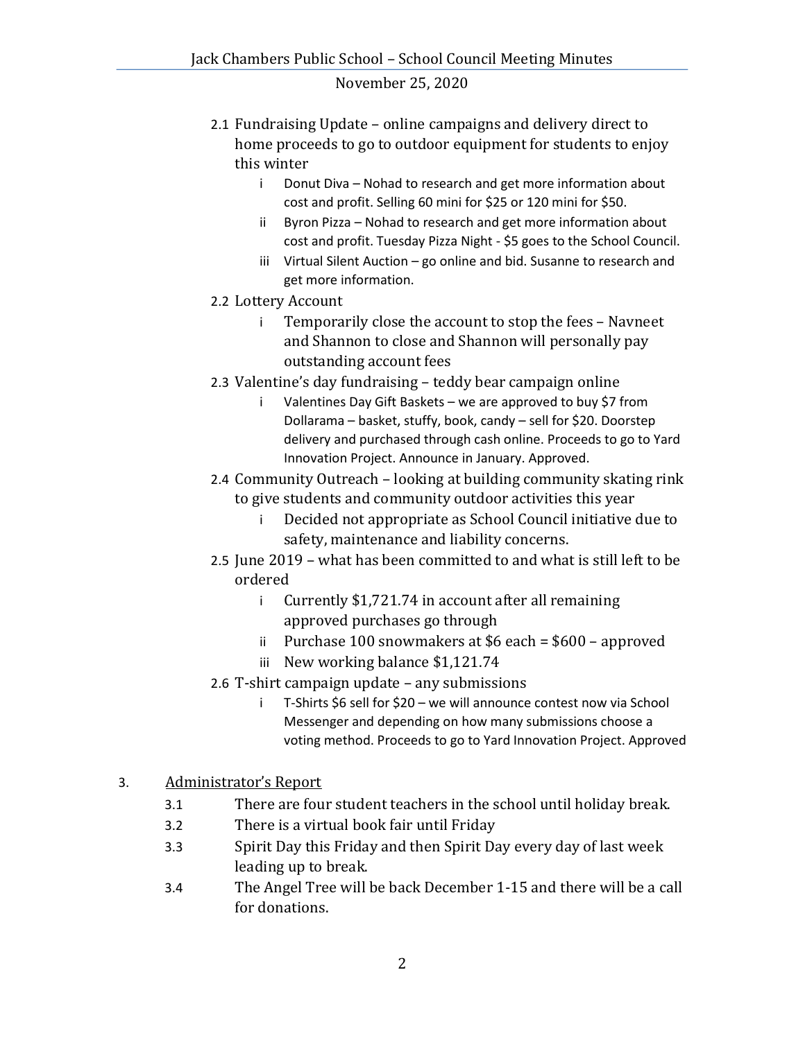2.1 Fundraising Update – online campaigns and delivery direct to home proceeds to go to outdoor equipment for students to enjoy this winter

   i Donut Diva – Nohad to research and get more information about cost and profit. Selling 60 mini for $25 or 120 mini for $50.

   ii Byron Pizza – Nohad to research and get more information about cost and profit. Tuesday Pizza Night - $5 goes to the School Council.

   iii Virtual Silent Auction – go online and bid. Susanne to research and get more information.

2.2 Lottery Account

   i Temporarily close the account to stop the fees – Navneet and Shannon to close and Shannon will personally pay outstanding account fees

2.3 Valentine's day fundraising – teddy bear campaign online

   i Valentines Day Gift Baskets – we are approved to buy $7 from Dollarama – basket, stuffy, book, candy – sell for $20. Doorstep delivery and purchased through cash online. Proceeds to go to Yard Innovation Project. Announce in January. Approved.

2.4 Community Outreach – looking at building community skating rink to give students and community outdoor activities this year

   i Decided not appropriate as School Council initiative due to safety, maintenance and liability concerns.

2.5 June 2019 – what has been committed to and what is still left to be ordered

   i Currently $1,721.74 in account after all remaining approved purchases go through

   ii Purchase 100 snowmakers at $6 each = $600 – approved

   iii New working balance $1,121.74

2.6 T-shirt campaign update – any submissions

   i T-Shirts $6 sell for $20 – we will announce contest now via School Messenger and depending on how many submissions choose a voting method. Proceeds to go to Yard Innovation Project. Approved

3. <u>Administrator's Report</u>

3.1 There are four student teachers in the school until holiday break.

3.2 There is a virtual book fair until Friday

3.3 Spirit Day this Friday and then Spirit Day every day of last week leading up to break.

3.4 The Angel Tree will be back December 1-15 and there will be a call for donations.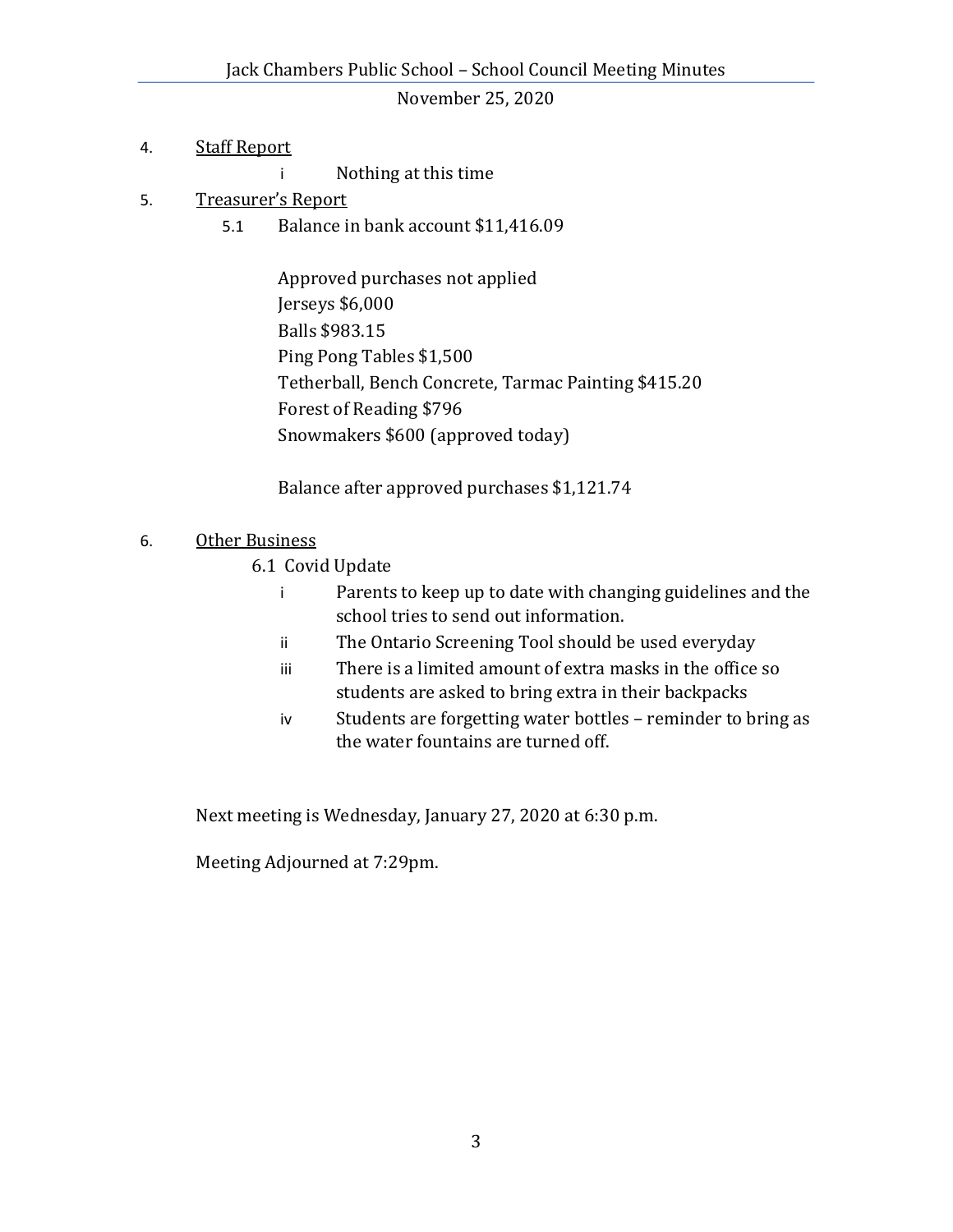4. <u>Staff Report</u>
    - i Nothing at this time
5. <u>Treasurer's Report</u>
    - 5.1 Balance in bank account $11,416.09

      Approved purchases not applied
      Jerseys $6,000
      Balls $983.15
      Ping Pong Tables $1,500
      Tetherball, Bench Concrete, Tarmac Painting $415.20
      Forest of Reading $796
      Snowmakers $600 (approved today)

      Balance after approved purchases $1,121.74

6. <u>Other Business</u>
    - 6.1 Covid Update
        - i Parents to keep up to date with changing guidelines and the school tries to send out information.
        - ii The Ontario Screening Tool should be used everyday
        - iii There is a limited amount of extra masks in the office so students are asked to bring extra in their backpacks
        - iv Students are forgetting water bottles – reminder to bring as the water fountains are turned off.

Next meeting is Wednesday, January 27, 2020 at 6:30 p.m.

Meeting Adjourned at 7:29pm.